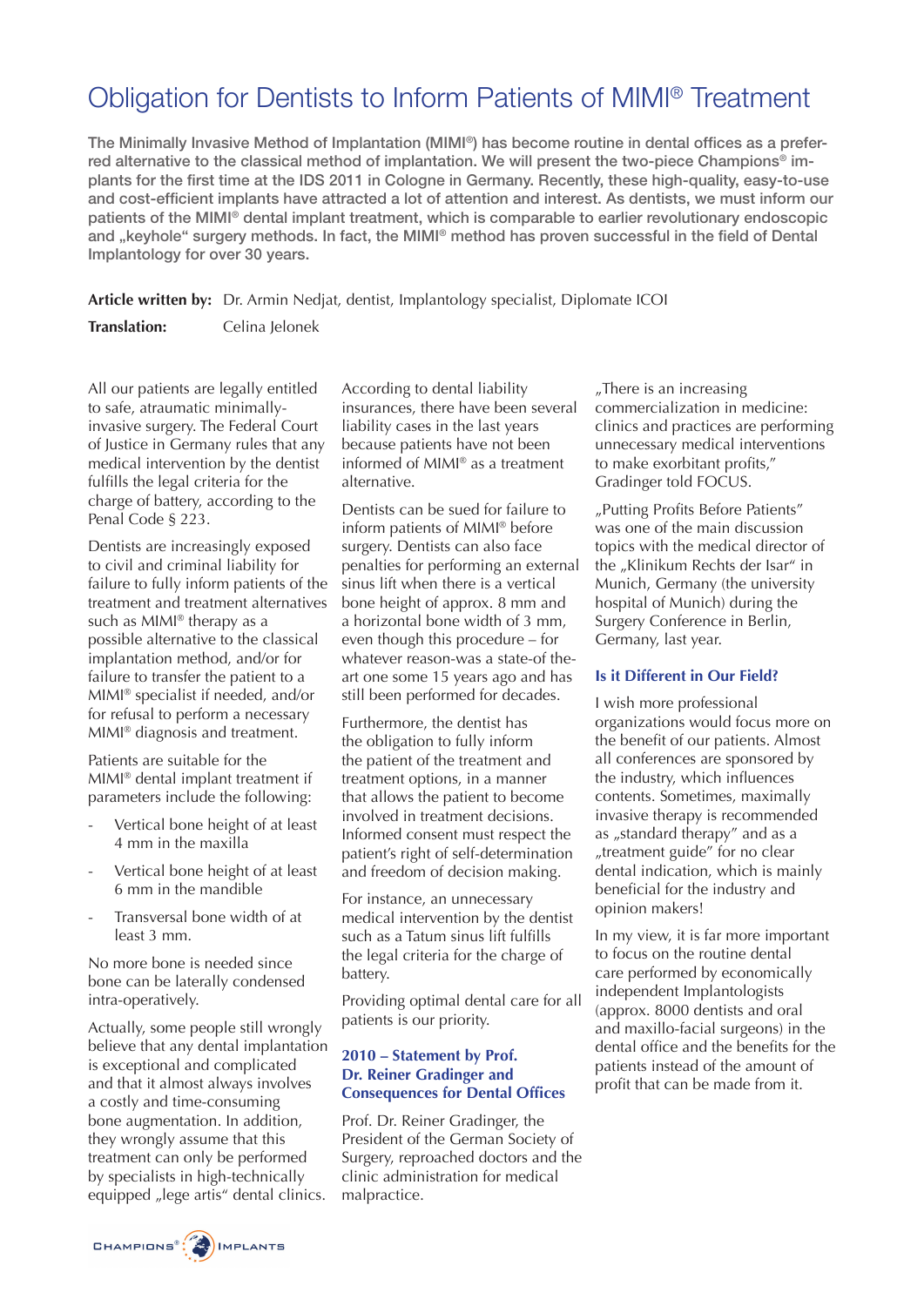# Obligation for Dentists to Inform Patients of MIMI® Treatment

**The Minimally Invasive Method of Implantation (MIMI®) has become routine in dental offices as a preferred alternative to the classical method of implantation. We will present the two-piece Champions® implants for the first time at the IDS 2011 in Cologne in Germany. Recently, these high-quality, easy-to-use and cost-efficient implants have attracted a lot of attention and interest. As dentists, we must inform our patients of the MIMI® dental implant treatment, which is comparable to earlier revolutionary endoscopic and „keyhole" surgery methods. In fact, the MIMI® method has proven successful in the field of Dental Implantology for over 30 years.**

**Article written by:** Dr. Armin Nedjat, dentist, Implantology specialist, Diplomate ICOI

**Translation:** Celina Jelonek

All our patients are legally entitled to safe, atraumatic minimally-invasive surgery. The Federal Court of Justice in Germany rules that any medical intervention by the dentist fulfills the legal criteria for the charge of battery, according to the Penal Code § 223.

Dentists are increasingly exposed to civil and criminal liability for failure to fully inform patients of the treatment and treatment alternatives such as MIMI® therapy as a possible alternative to the classical implantation method, and/or for failure to transfer the patient to a MIMI® specialist if needed, and/or for refusal to perform a necessary MIMI® diagnosis and treatment.

Patients are suitable for the MIMI® dental implant treatment if parameters include the following:

- Vertical bone height of at least 4 mm in the maxilla
- Vertical bone height of at least 6 mm in the mandible
- Transversal bone width of at least 3 mm.

No more bone is needed since bone can be laterally condensed intra-operatively.

Actually, some people still wrongly believe that any dental implantation is exceptional and complicated and that it almost always involves a costly and time-consuming bone augmentation. In addition, they wrongly assume that this treatment can only be performed by specialists in high-technically equipped „lege artis" dental clinics.

According to dental liability insurances, there have been several liability cases in the last years because patients have not been informed of MIMI® as a treatment alternative.

Dentists can be sued for failure to inform patients of MIMI® before surgery. Dentists can also face penalties for performing an external sinus lift when there is a vertical bone height of approx. 8 mm and a horizontal bone width of 3 mm, even though this procedure – for whatever reason-was a state-of the-art one some 15 years ago and has still been performed for decades.

Furthermore, the dentist has the obligation to fully inform the patient of the treatment and treatment options, in a manner that allows the patient to become involved in treatment decisions. Informed consent must respect the patient's right of self-determination and freedom of decision making.

For instance, an unnecessary medical intervention by the dentist such as a Tatum sinus lift fulfills the legal criteria for the charge of battery.

Providing optimal dental care for all patients is our priority.

### 2010 – Statement by Prof. Dr. Reiner Gradinger and Consequences for Dental Offices

Prof. Dr. Reiner Gradinger, the President of the German Society of Surgery, reproached doctors and the clinic administration for medical malpractice.

„There is an increasing commercialization in medicine: clinics and practices are performing unnecessary medical interventions to make exorbitant profits," Gradinger told FOCUS.

„Putting Profits Before Patients" was one of the main discussion topics with the medical director of the „Klinikum Rechts der Isar" in Munich, Germany (the university hospital of Munich) during the Surgery Conference in Berlin, Germany, last year.

### Is it Different in Our Field?

I wish more professional organizations would focus more on the benefit of our patients. Almost all conferences are sponsored by the industry, which influences contents. Sometimes, maximally invasive therapy is recommended as „standard therapy" and as a „treatment guide" for no clear dental indication, which is mainly beneficial for the industry and opinion makers!

In my view, it is far more important to focus on the routine dental care performed by economically independent Implantologists (approx. 8000 dentists and oral and maxillo-facial surgeons) in the dental office and the benefits for the patients instead of the amount of profit that can be made from it.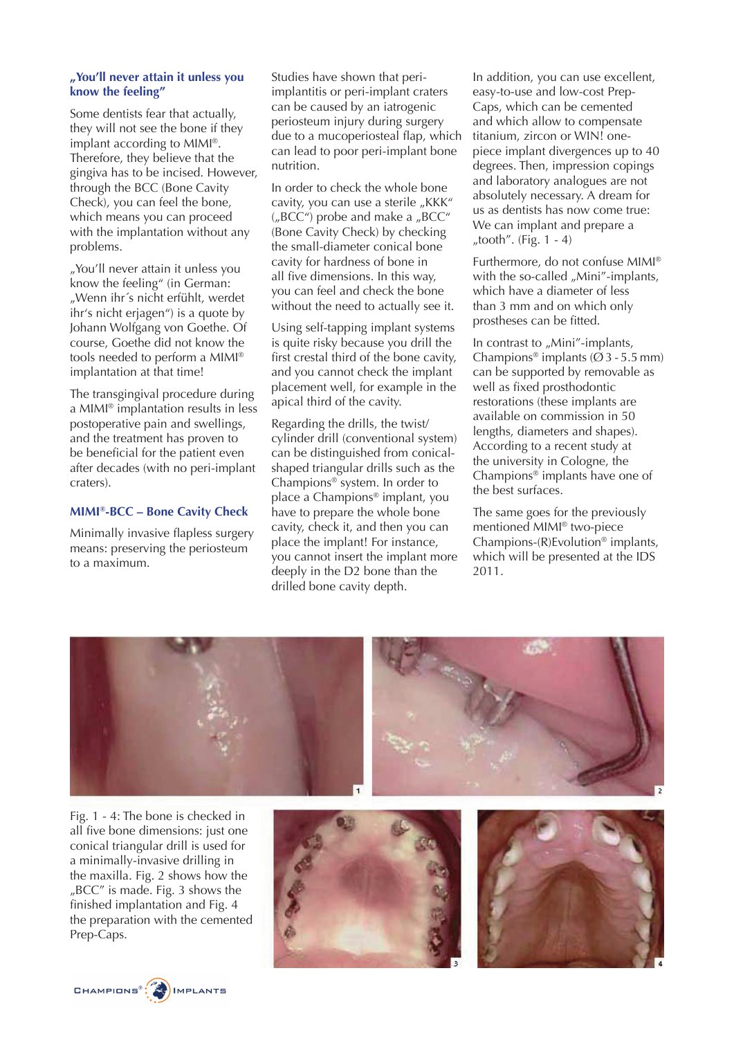### „You'll never attain it unless you know the feeling"

Some dentists fear that actually, they will not see the bone if they implant according to MIMI®. Therefore, they believe that the gingiva has to be incised. However, through the BCC (Bone Cavity Check), you can feel the bone, which means you can proceed with the implantation without any problems.

„You'll never attain it unless you know the feeling" (in German: „Wenn ihr´s nicht erfühlt, werdet ihr's nicht erjagen") is a quote by Johann Wolfgang von Goethe. Of course, Goethe did not know the tools needed to perform a MIMI® implantation at that time!

The transgingival procedure during a MIMI® implantation results in less postoperative pain and swellings, and the treatment has proven to be beneficial for the patient even after decades (with no peri-implant craters).

### MIMI®-BCC – Bone Cavity Check

Minimally invasive flapless surgery means: preserving the periosteum to a maximum.

Studies have shown that peri-implantitis or peri-implant craters can be caused by an iatrogenic periosteum injury during surgery due to a mucoperiosteal flap, which can lead to poor peri-implant bone nutrition.

In order to check the whole bone cavity, you can use a sterile „KKK" („BCC") probe and make a „BCC" (Bone Cavity Check) by checking the small-diameter conical bone cavity for hardness of bone in all five dimensions. In this way, you can feel and check the bone without the need to actually see it.

Using self-tapping implant systems is quite risky because you drill the first crestal third of the bone cavity, and you cannot check the implant placement well, for example in the apical third of the cavity.

Regarding the drills, the twist/cylinder drill (conventional system) can be distinguished from conical-shaped triangular drills such as the Champions® system. In order to place a Champions® implant, you have to prepare the whole bone cavity, check it, and then you can place the implant! For instance, you cannot insert the implant more deeply in the D2 bone than the drilled bone cavity depth.

In addition, you can use excellent, easy-to-use and low-cost Prep-Caps, which can be cemented and which allow to compensate titanium, zircon or WIN! one-piece implant divergences up to 40 degrees. Then, impression copings and laboratory analogues are not absolutely necessary. A dream for us as dentists has now come true: We can implant and prepare a „tooth". (Fig. 1 - 4)

Furthermore, do not confuse MIMI® with the so-called „Mini"-implants, which have a diameter of less than 3 mm and on which only prostheses can be fitted.

In contrast to „Mini"-implants, Champions® implants (Ø 3 - 5.5 mm) can be supported by removable as well as fixed prosthodontic restorations (these implants are available on commission in 50 lengths, diameters and shapes). According to a recent study at the university in Cologne, the Champions® implants have one of the best surfaces.

The same goes for the previously mentioned MIMI® two-piece Champions-(R)Evolution® implants, which will be presented at the IDS 2011.

Fig. 1 - 4: The bone is checked in all five bone dimensions: just one conical triangular drill is used for a minimally-invasive drilling in the maxilla. Fig. 2 shows how the „BCC" is made. Fig. 3 shows the finished implantation and Fig. 4 the preparation with the cemented Prep-Caps.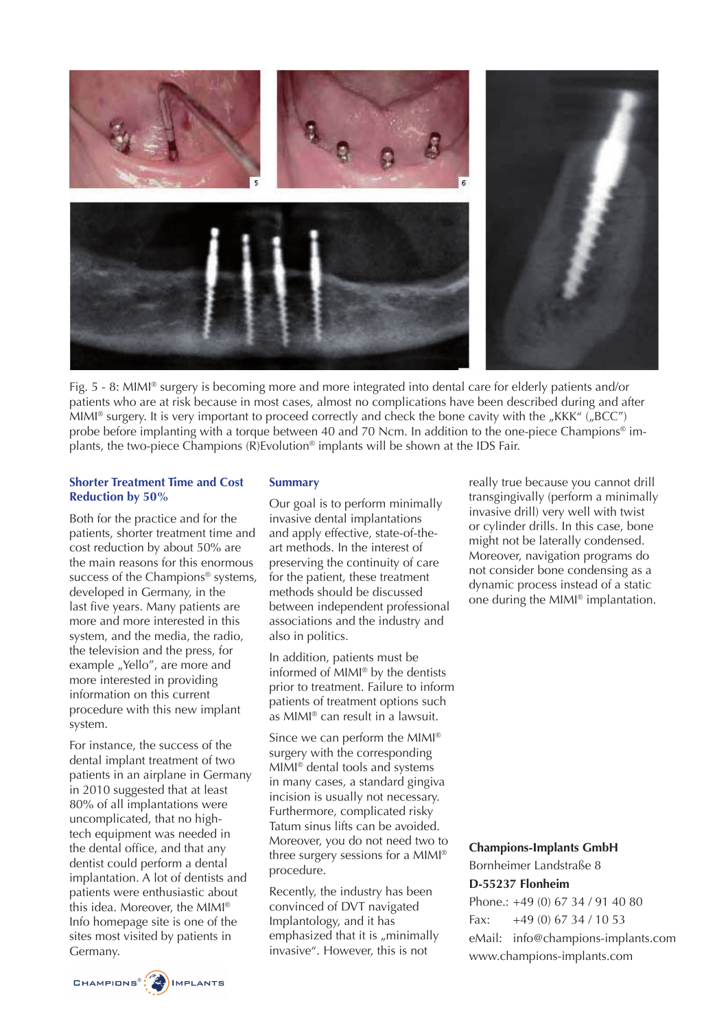Fig. 5 - 8: MIMI® surgery is becoming more and more integrated into dental care for elderly patients and/or patients who are at risk because in most cases, almost no complications have been described during and after MIMI® surgery. It is very important to proceed correctly and check the bone cavity with the „KKK" („BCC") probe before implanting with a torque between 40 and 70 Ncm. In addition to the one-piece Champions® implants, the two-piece Champions (R)Evolution® implants will be shown at the IDS Fair.

## Shorter Treatment Time and Cost Reduction by 50%

Both for the practice and for the patients, shorter treatment time and cost reduction by about 50% are the main reasons for this enormous success of the Champions® systems, developed in Germany, in the last five years. Many patients are more and more interested in this system, and the media, the radio, the television and the press, for example „Yello", are more and more interested in providing information on this current procedure with this new implant system.

For instance, the success of the dental implant treatment of two patients in an airplane in Germany in 2010 suggested that at least 80% of all implantations were uncomplicated, that no high-tech equipment was needed in the dental office, and that any dentist could perform a dental implantation. A lot of dentists and patients were enthusiastic about this idea. Moreover, the MIMI® Info homepage site is one of the sites most visited by patients in Germany.

## Summary

Our goal is to perform minimally invasive dental implantations and apply effective, state-of-the-art methods. In the interest of preserving the continuity of care for the patient, these treatment methods should be discussed between independent professional associations and the industry and also in politics.

In addition, patients must be informed of MIMI® by the dentists prior to treatment. Failure to inform patients of treatment options such as MIMI® can result in a lawsuit.

Since we can perform the MIMI® surgery with the corresponding MIMI® dental tools and systems in many cases, a standard gingiva incision is usually not necessary. Furthermore, complicated risky Tatum sinus lifts can be avoided. Moreover, you do not need two to three surgery sessions for a MIMI® procedure.

Recently, the industry has been convinced of DVT navigated Implantology, and it has emphasized that it is „minimally invasive". However, this is not really true because you cannot drill transgingivally (perform a minimally invasive drill) very well with twist or cylinder drills. In this case, bone might not be laterally condensed. Moreover, navigation programs do not consider bone condensing as a dynamic process instead of a static one during the MIMI® implantation.

**Champions-Implants GmbH**
Bornheimer Landstraße 8
**D-55237 Flonheim**
Phone.: +49 (0) 67 34 / 91 40 80
Fax: +49 (0) 67 34 / 10 53
eMail: info@champions-implants.com
www.champions-implants.com